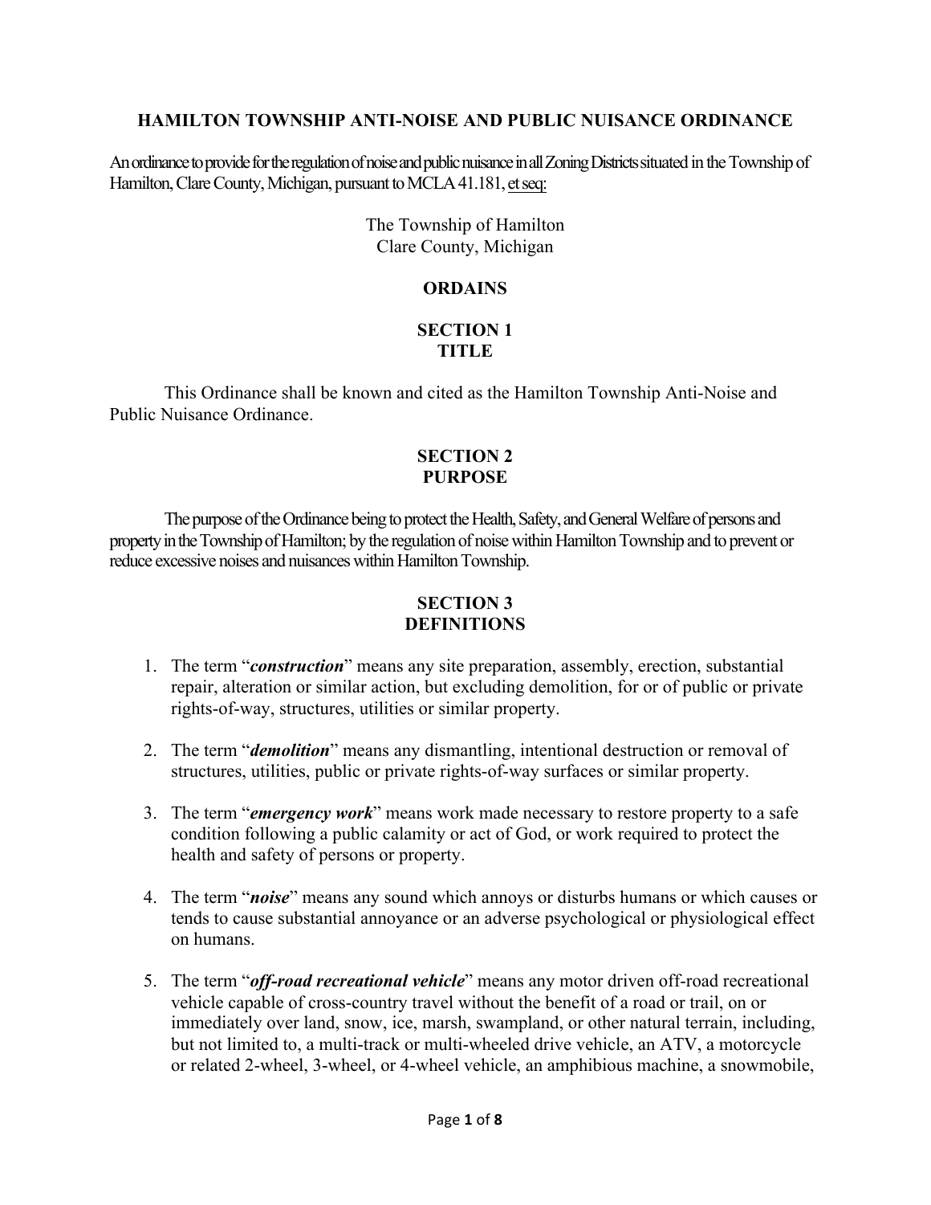# HAMILTON TOWNSHIP ANTI-NOISE AND PUBLIC NUISANCE ORDINANCE

An ordinance to provide for the regulation of noise and public nuisance in all Zoning Districts situated in the Township of Hamilton, Clare County, Michigan, pursuant to MCLA 41.181, et seq:

The Township of Hamilton
Clare County, Michigan

**ORDAINS**

## SECTION 1
## TITLE

This Ordinance shall be known and cited as the Hamilton Township Anti-Noise and Public Nuisance Ordinance.

## SECTION 2
## PURPOSE

The purpose of the Ordinance being to protect the Health, Safety, and General Welfare of persons and property in the Township of Hamilton; by the regulation of noise within Hamilton Township and to prevent or reduce excessive noises and nuisances within Hamilton Township.

## SECTION 3
## DEFINITIONS

1. The term "***construction***" means any site preparation, assembly, erection, substantial repair, alteration or similar action, but excluding demolition, for or of public or private rights-of-way, structures, utilities or similar property.

2. The term "***demolition***" means any dismantling, intentional destruction or removal of structures, utilities, public or private rights-of-way surfaces or similar property.

3. The term "***emergency work***" means work made necessary to restore property to a safe condition following a public calamity or act of God, or work required to protect the health and safety of persons or property.

4. The term "***noise***" means any sound which annoys or disturbs humans or which causes or tends to cause substantial annoyance or an adverse psychological or physiological effect on humans.

5. The term "***off-road recreational vehicle***" means any motor driven off-road recreational vehicle capable of cross-country travel without the benefit of a road or trail, on or immediately over land, snow, ice, marsh, swampland, or other natural terrain, including, but not limited to, a multi-track or multi-wheeled drive vehicle, an ATV, a motorcycle or related 2-wheel, 3-wheel, or 4-wheel vehicle, an amphibious machine, a snowmobile,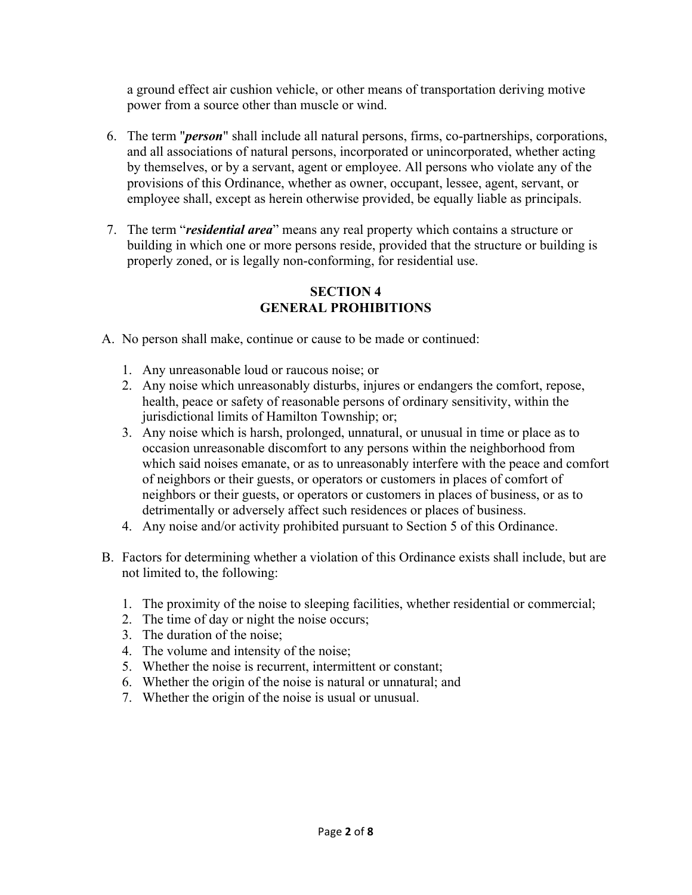a ground effect air cushion vehicle, or other means of transportation deriving motive power from a source other than muscle or wind.

6. The term "***person***" shall include all natural persons, firms, co-partnerships, corporations, and all associations of natural persons, incorporated or unincorporated, whether acting by themselves, or by a servant, agent or employee. All persons who violate any of the provisions of this Ordinance, whether as owner, occupant, lessee, agent, servant, or employee shall, except as herein otherwise provided, be equally liable as principals.

7. The term "***residential area***" means any real property which contains a structure or building in which one or more persons reside, provided that the structure or building is properly zoned, or is legally non-conforming, for residential use.

## SECTION 4
## GENERAL PROHIBITIONS

A. No person shall make, continue or cause to be made or continued:

   1. Any unreasonable loud or raucous noise; or
   2. Any noise which unreasonably disturbs, injures or endangers the comfort, repose, health, peace or safety of reasonable persons of ordinary sensitivity, within the jurisdictional limits of Hamilton Township; or;
   3. Any noise which is harsh, prolonged, unnatural, or unusual in time or place as to occasion unreasonable discomfort to any persons within the neighborhood from which said noises emanate, or as to unreasonably interfere with the peace and comfort of neighbors or their guests, or operators or customers in places of comfort of neighbors or their guests, or operators or customers in places of business, or as to detrimentally or adversely affect such residences or places of business.
   4. Any noise and/or activity prohibited pursuant to Section 5 of this Ordinance.

B. Factors for determining whether a violation of this Ordinance exists shall include, but are not limited to, the following:

   1. The proximity of the noise to sleeping facilities, whether residential or commercial;
   2. The time of day or night the noise occurs;
   3. The duration of the noise;
   4. The volume and intensity of the noise;
   5. Whether the noise is recurrent, intermittent or constant;
   6. Whether the origin of the noise is natural or unnatural; and
   7. Whether the origin of the noise is usual or unusual.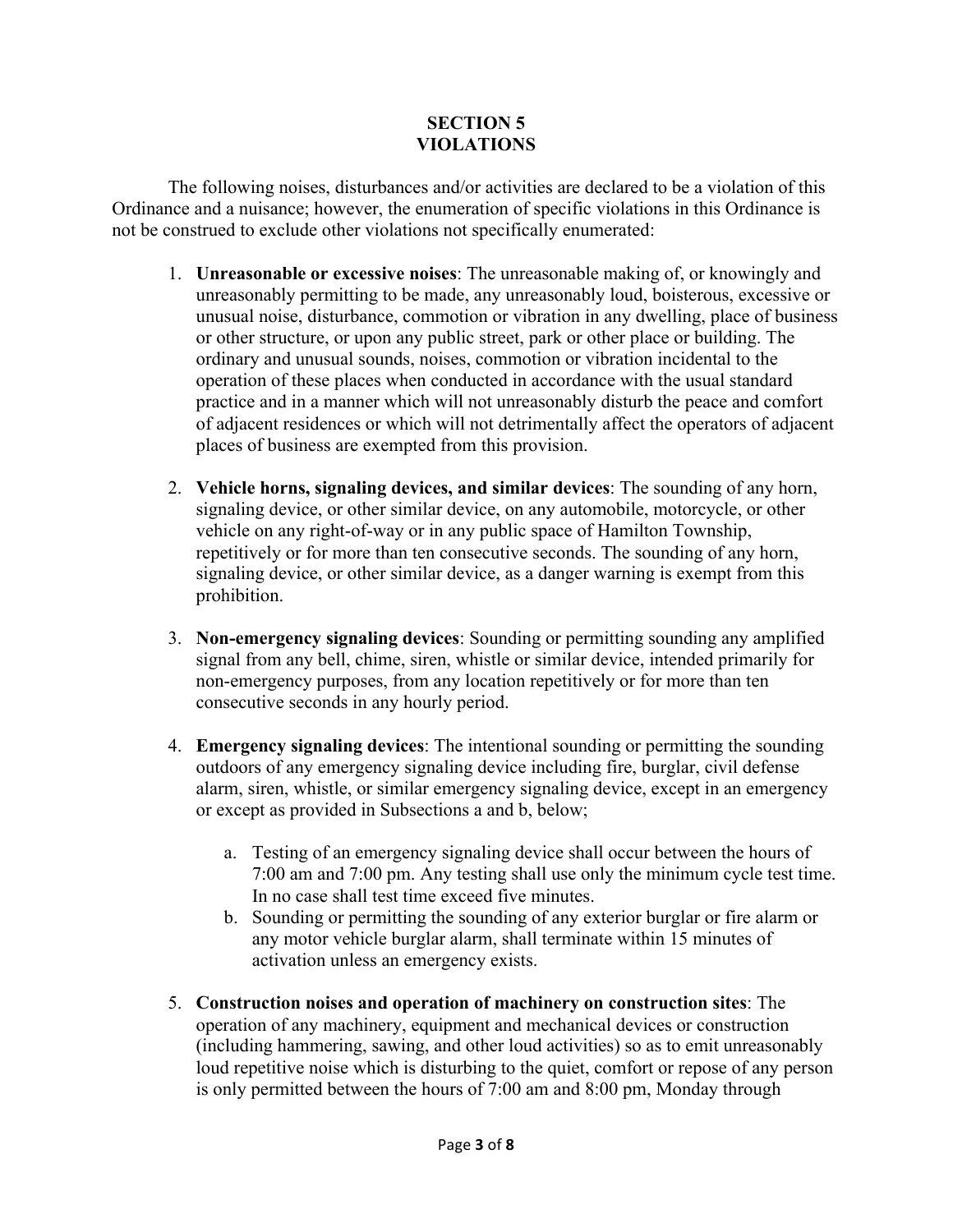# SECTION 5
# VIOLATIONS

The following noises, disturbances and/or activities are declared to be a violation of this Ordinance and a nuisance; however, the enumeration of specific violations in this Ordinance is not be construed to exclude other violations not specifically enumerated:

1. **Unreasonable or excessive noises**: The unreasonable making of, or knowingly and unreasonably permitting to be made, any unreasonably loud, boisterous, excessive or unusual noise, disturbance, commotion or vibration in any dwelling, place of business or other structure, or upon any public street, park or other place or building. The ordinary and unusual sounds, noises, commotion or vibration incidental to the operation of these places when conducted in accordance with the usual standard practice and in a manner which will not unreasonably disturb the peace and comfort of adjacent residences or which will not detrimentally affect the operators of adjacent places of business are exempted from this provision.

2. **Vehicle horns, signaling devices, and similar devices**: The sounding of any horn, signaling device, or other similar device, on any automobile, motorcycle, or other vehicle on any right-of-way or in any public space of Hamilton Township, repetitively or for more than ten consecutive seconds. The sounding of any horn, signaling device, or other similar device, as a danger warning is exempt from this prohibition.

3. **Non-emergency signaling devices**: Sounding or permitting sounding any amplified signal from any bell, chime, siren, whistle or similar device, intended primarily for non-emergency purposes, from any location repetitively or for more than ten consecutive seconds in any hourly period.

4. **Emergency signaling devices**: The intentional sounding or permitting the sounding outdoors of any emergency signaling device including fire, burglar, civil defense alarm, siren, whistle, or similar emergency signaling device, except in an emergency or except as provided in Subsections a and b, below;

   a. Testing of an emergency signaling device shall occur between the hours of 7:00 am and 7:00 pm. Any testing shall use only the minimum cycle test time. In no case shall test time exceed five minutes.
   b. Sounding or permitting the sounding of any exterior burglar or fire alarm or any motor vehicle burglar alarm, shall terminate within 15 minutes of activation unless an emergency exists.

5. **Construction noises and operation of machinery on construction sites**: The operation of any machinery, equipment and mechanical devices or construction (including hammering, sawing, and other loud activities) so as to emit unreasonably loud repetitive noise which is disturbing to the quiet, comfort or repose of any person is only permitted between the hours of 7:00 am and 8:00 pm, Monday through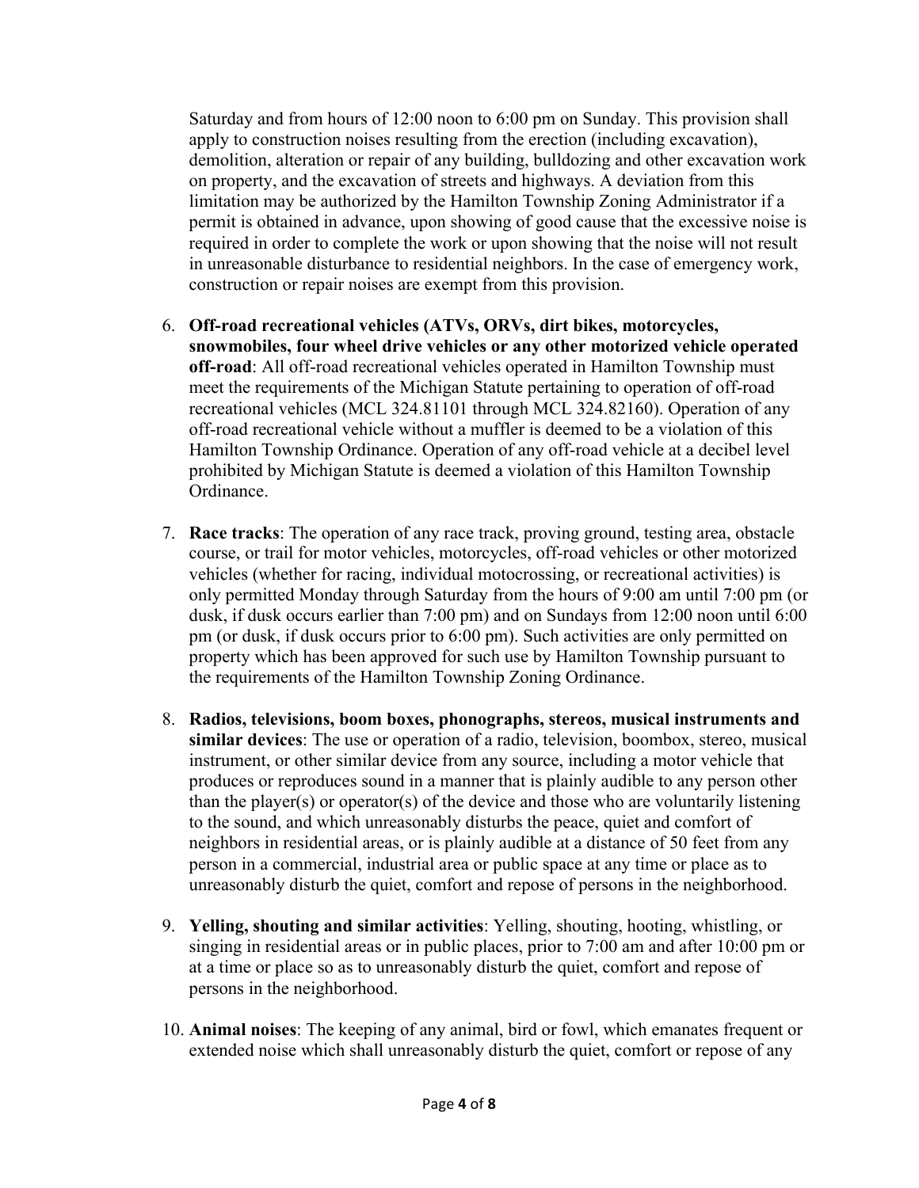Saturday and from hours of 12:00 noon to 6:00 pm on Sunday. This provision shall apply to construction noises resulting from the erection (including excavation), demolition, alteration or repair of any building, bulldozing and other excavation work on property, and the excavation of streets and highways. A deviation from this limitation may be authorized by the Hamilton Township Zoning Administrator if a permit is obtained in advance, upon showing of good cause that the excessive noise is required in order to complete the work or upon showing that the noise will not result in unreasonable disturbance to residential neighbors. In the case of emergency work, construction or repair noises are exempt from this provision.

6. **Off-road recreational vehicles (ATVs, ORVs, dirt bikes, motorcycles, snowmobiles, four wheel drive vehicles or any other motorized vehicle operated off-road**: All off-road recreational vehicles operated in Hamilton Township must meet the requirements of the Michigan Statute pertaining to operation of off-road recreational vehicles (MCL 324.81101 through MCL 324.82160). Operation of any off-road recreational vehicle without a muffler is deemed to be a violation of this Hamilton Township Ordinance. Operation of any off-road vehicle at a decibel level prohibited by Michigan Statute is deemed a violation of this Hamilton Township Ordinance.

7. **Race tracks**: The operation of any race track, proving ground, testing area, obstacle course, or trail for motor vehicles, motorcycles, off-road vehicles or other motorized vehicles (whether for racing, individual motocrossing, or recreational activities) is only permitted Monday through Saturday from the hours of 9:00 am until 7:00 pm (or dusk, if dusk occurs earlier than 7:00 pm) and on Sundays from 12:00 noon until 6:00 pm (or dusk, if dusk occurs prior to 6:00 pm). Such activities are only permitted on property which has been approved for such use by Hamilton Township pursuant to the requirements of the Hamilton Township Zoning Ordinance.

8. **Radios, televisions, boom boxes, phonographs, stereos, musical instruments and similar devices**: The use or operation of a radio, television, boombox, stereo, musical instrument, or other similar device from any source, including a motor vehicle that produces or reproduces sound in a manner that is plainly audible to any person other than the player(s) or operator(s) of the device and those who are voluntarily listening to the sound, and which unreasonably disturbs the peace, quiet and comfort of neighbors in residential areas, or is plainly audible at a distance of 50 feet from any person in a commercial, industrial area or public space at any time or place as to unreasonably disturb the quiet, comfort and repose of persons in the neighborhood.

9. **Yelling, shouting and similar activities**: Yelling, shouting, hooting, whistling, or singing in residential areas or in public places, prior to 7:00 am and after 10:00 pm or at a time or place so as to unreasonably disturb the quiet, comfort and repose of persons in the neighborhood.

10. **Animal noises**: The keeping of any animal, bird or fowl, which emanates frequent or extended noise which shall unreasonably disturb the quiet, comfort or repose of any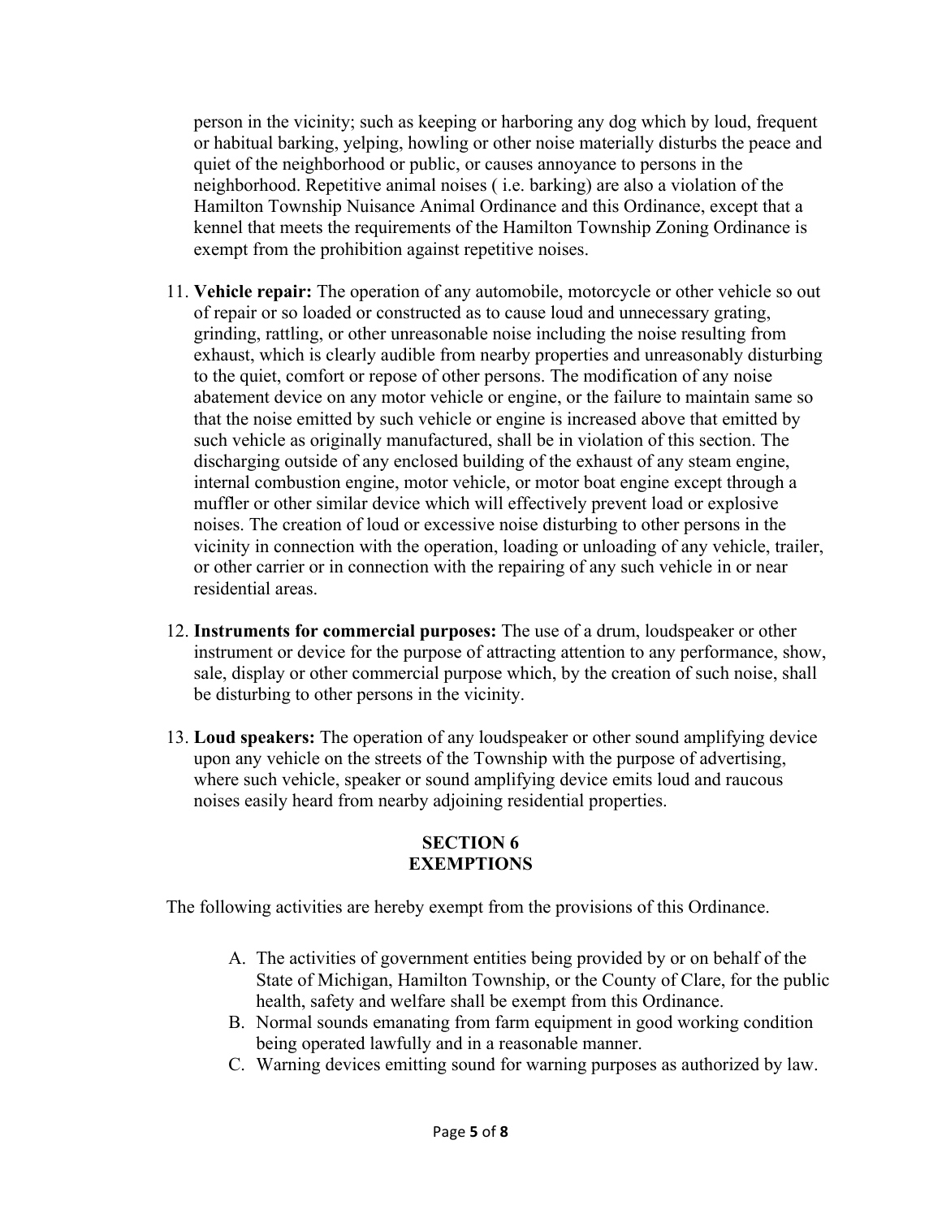person in the vicinity; such as keeping or harboring any dog which by loud, frequent or habitual barking, yelping, howling or other noise materially disturbs the peace and quiet of the neighborhood or public, or causes annoyance to persons in the neighborhood. Repetitive animal noises ( i.e. barking) are also a violation of the Hamilton Township Nuisance Animal Ordinance and this Ordinance, except that a kennel that meets the requirements of the Hamilton Township Zoning Ordinance is exempt from the prohibition against repetitive noises.

11. **Vehicle repair:** The operation of any automobile, motorcycle or other vehicle so out of repair or so loaded or constructed as to cause loud and unnecessary grating, grinding, rattling, or other unreasonable noise including the noise resulting from exhaust, which is clearly audible from nearby properties and unreasonably disturbing to the quiet, comfort or repose of other persons. The modification of any noise abatement device on any motor vehicle or engine, or the failure to maintain same so that the noise emitted by such vehicle or engine is increased above that emitted by such vehicle as originally manufactured, shall be in violation of this section. The discharging outside of any enclosed building of the exhaust of any steam engine, internal combustion engine, motor vehicle, or motor boat engine except through a muffler or other similar device which will effectively prevent load or explosive noises. The creation of loud or excessive noise disturbing to other persons in the vicinity in connection with the operation, loading or unloading of any vehicle, trailer, or other carrier or in connection with the repairing of any such vehicle in or near residential areas.

12. **Instruments for commercial purposes:** The use of a drum, loudspeaker or other instrument or device for the purpose of attracting attention to any performance, show, sale, display or other commercial purpose which, by the creation of such noise, shall be disturbing to other persons in the vicinity.

13. **Loud speakers:** The operation of any loudspeaker or other sound amplifying device upon any vehicle on the streets of the Township with the purpose of advertising, where such vehicle, speaker or sound amplifying device emits loud and raucous noises easily heard from nearby adjoining residential properties.

## SECTION 6
## EXEMPTIONS

The following activities are hereby exempt from the provisions of this Ordinance.

A. The activities of government entities being provided by or on behalf of the State of Michigan, Hamilton Township, or the County of Clare, for the public health, safety and welfare shall be exempt from this Ordinance.
B. Normal sounds emanating from farm equipment in good working condition being operated lawfully and in a reasonable manner.
C. Warning devices emitting sound for warning purposes as authorized by law.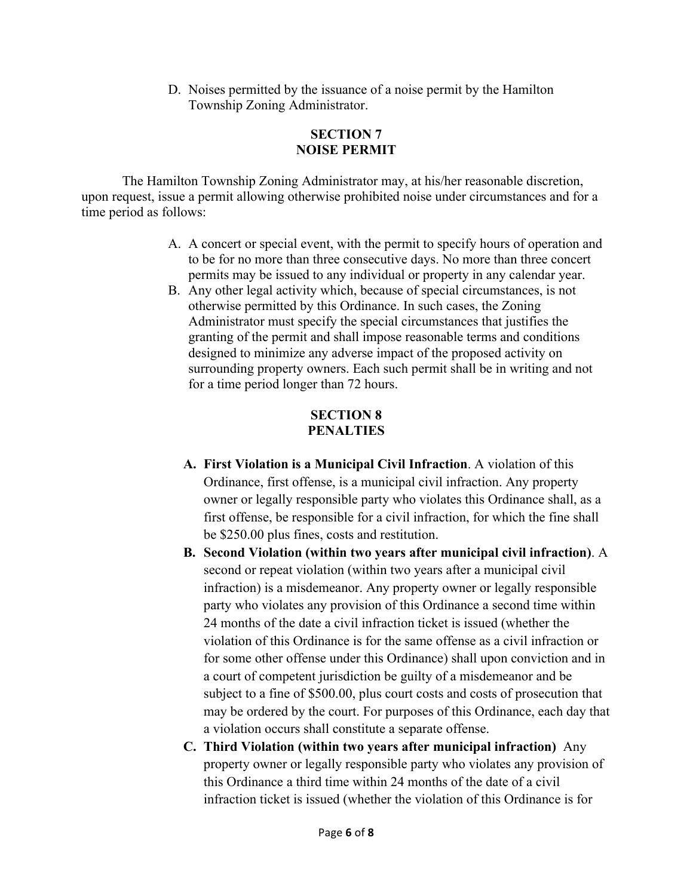D. Noises permitted by the issuance of a noise permit by the Hamilton Township Zoning Administrator.

## SECTION 7
## NOISE PERMIT

The Hamilton Township Zoning Administrator may, at his/her reasonable discretion, upon request, issue a permit allowing otherwise prohibited noise under circumstances and for a time period as follows:

A. A concert or special event, with the permit to specify hours of operation and to be for no more than three consecutive days. No more than three concert permits may be issued to any individual or property in any calendar year.
B. Any other legal activity which, because of special circumstances, is not otherwise permitted by this Ordinance. In such cases, the Zoning Administrator must specify the special circumstances that justifies the granting of the permit and shall impose reasonable terms and conditions designed to minimize any adverse impact of the proposed activity on surrounding property owners. Each such permit shall be in writing and not for a time period longer than 72 hours.

## SECTION 8
## PENALTIES

A. **First Violation is a Municipal Civil Infraction**. A violation of this Ordinance, first offense, is a municipal civil infraction. Any property owner or legally responsible party who violates this Ordinance shall, as a first offense, be responsible for a civil infraction, for which the fine shall be $250.00 plus fines, costs and restitution.
B. **Second Violation (within two years after municipal civil infraction)**. A second or repeat violation (within two years after a municipal civil infraction) is a misdemeanor. Any property owner or legally responsible party who violates any provision of this Ordinance a second time within 24 months of the date a civil infraction ticket is issued (whether the violation of this Ordinance is for the same offense as a civil infraction or for some other offense under this Ordinance) shall upon conviction and in a court of competent jurisdiction be guilty of a misdemeanor and be subject to a fine of $500.00, plus court costs and costs of prosecution that may be ordered by the court. For purposes of this Ordinance, each day that a violation occurs shall constitute a separate offense.
C. **Third Violation (within two years after municipal infraction)** Any property owner or legally responsible party who violates any provision of this Ordinance a third time within 24 months of the date of a civil infraction ticket is issued (whether the violation of this Ordinance is for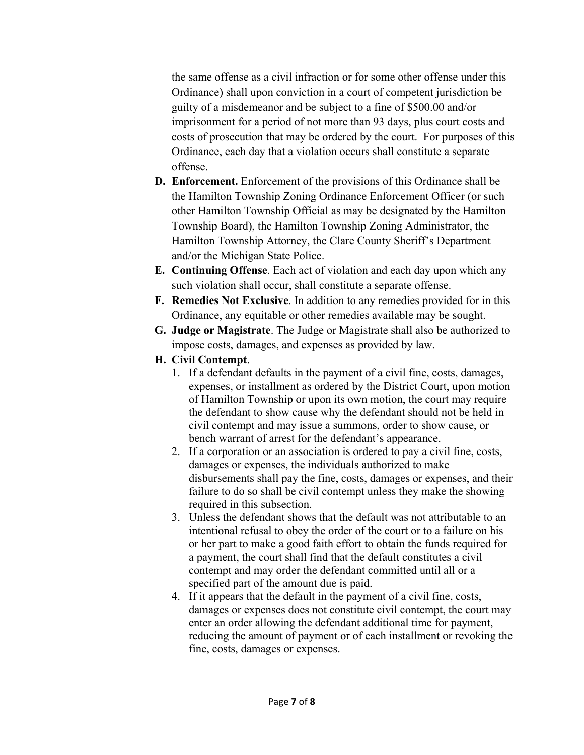the same offense as a civil infraction or for some other offense under this Ordinance) shall upon conviction in a court of competent jurisdiction be guilty of a misdemeanor and be subject to a fine of $500.00 and/or imprisonment for a period of not more than 93 days, plus court costs and costs of prosecution that may be ordered by the court. For purposes of this Ordinance, each day that a violation occurs shall constitute a separate offense.

**D. Enforcement.** Enforcement of the provisions of this Ordinance shall be the Hamilton Township Zoning Ordinance Enforcement Officer (or such other Hamilton Township Official as may be designated by the Hamilton Township Board), the Hamilton Township Zoning Administrator, the Hamilton Township Attorney, the Clare County Sheriff's Department and/or the Michigan State Police.

**E. Continuing Offense**. Each act of violation and each day upon which any such violation shall occur, shall constitute a separate offense.

**F. Remedies Not Exclusive**. In addition to any remedies provided for in this Ordinance, any equitable or other remedies available may be sought.

**G. Judge or Magistrate**. The Judge or Magistrate shall also be authorized to impose costs, damages, and expenses as provided by law.

**H. Civil Contempt**.

1. If a defendant defaults in the payment of a civil fine, costs, damages, expenses, or installment as ordered by the District Court, upon motion of Hamilton Township or upon its own motion, the court may require the defendant to show cause why the defendant should not be held in civil contempt and may issue a summons, order to show cause, or bench warrant of arrest for the defendant's appearance.
2. If a corporation or an association is ordered to pay a civil fine, costs, damages or expenses, the individuals authorized to make disbursements shall pay the fine, costs, damages or expenses, and their failure to do so shall be civil contempt unless they make the showing required in this subsection.
3. Unless the defendant shows that the default was not attributable to an intentional refusal to obey the order of the court or to a failure on his or her part to make a good faith effort to obtain the funds required for a payment, the court shall find that the default constitutes a civil contempt and may order the defendant committed until all or a specified part of the amount due is paid.
4. If it appears that the default in the payment of a civil fine, costs, damages or expenses does not constitute civil contempt, the court may enter an order allowing the defendant additional time for payment, reducing the amount of payment or of each installment or revoking the fine, costs, damages or expenses.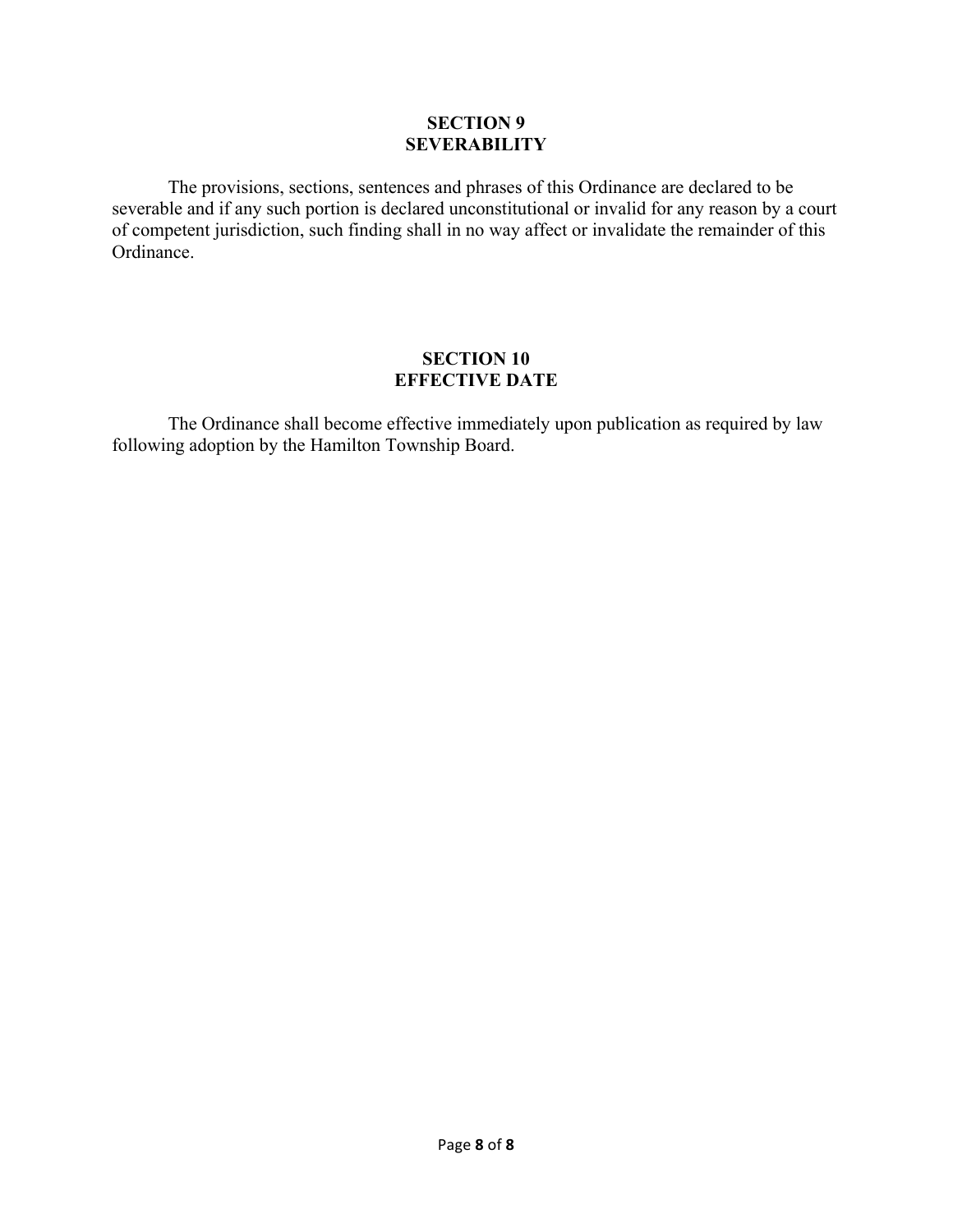## SECTION 9
## SEVERABILITY

The provisions, sections, sentences and phrases of this Ordinance are declared to be severable and if any such portion is declared unconstitutional or invalid for any reason by a court of competent jurisdiction, such finding shall in no way affect or invalidate the remainder of this Ordinance.

## SECTION 10
## EFFECTIVE DATE

The Ordinance shall become effective immediately upon publication as required by law following adoption by the Hamilton Township Board.